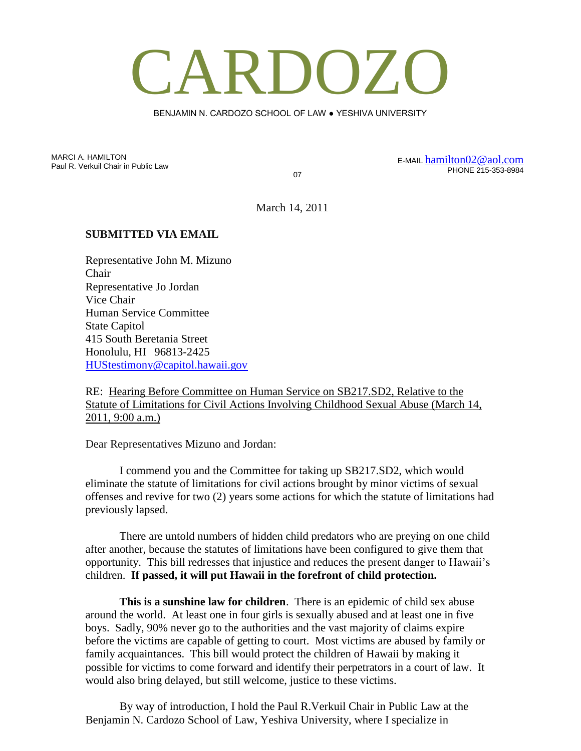# CARDOZO

BENJAMIN N. CARDOZO SCHOOL OF LAW ● YESHIVA UNIVERSITY

MARCI A. HAMILTON
Paul R. Verkuil Chair in Public Law

E-MAIL hamilton02@aol.com
PHONE 215-353-8984

07

March 14, 2011

**SUBMITTED VIA EMAIL**

Representative John M. Mizuno
Chair
Representative Jo Jordan
Vice Chair
Human Service Committee
State Capitol
415 South Beretania Street
Honolulu, HI 96813-2425
HUStestimony@capitol.hawaii.gov

RE: Hearing Before Committee on Human Service on SB217.SD2, Relative to the Statute of Limitations for Civil Actions Involving Childhood Sexual Abuse (March 14, 2011, 9:00 a.m.)

Dear Representatives Mizuno and Jordan:

I commend you and the Committee for taking up SB217.SD2, which would eliminate the statute of limitations for civil actions brought by minor victims of sexual offenses and revive for two (2) years some actions for which the statute of limitations had previously lapsed.

There are untold numbers of hidden child predators who are preying on one child after another, because the statutes of limitations have been configured to give them that opportunity. This bill redresses that injustice and reduces the present danger to Hawaii's children. **If passed, it will put Hawaii in the forefront of child protection.**

**This is a sunshine law for children**. There is an epidemic of child sex abuse around the world. At least one in four girls is sexually abused and at least one in five boys. Sadly, 90% never go to the authorities and the vast majority of claims expire before the victims are capable of getting to court. Most victims are abused by family or family acquaintances. This bill would protect the children of Hawaii by making it possible for victims to come forward and identify their perpetrators in a court of law. It would also bring delayed, but still welcome, justice to these victims.

By way of introduction, I hold the Paul R.Verkuil Chair in Public Law at the Benjamin N. Cardozo School of Law, Yeshiva University, where I specialize in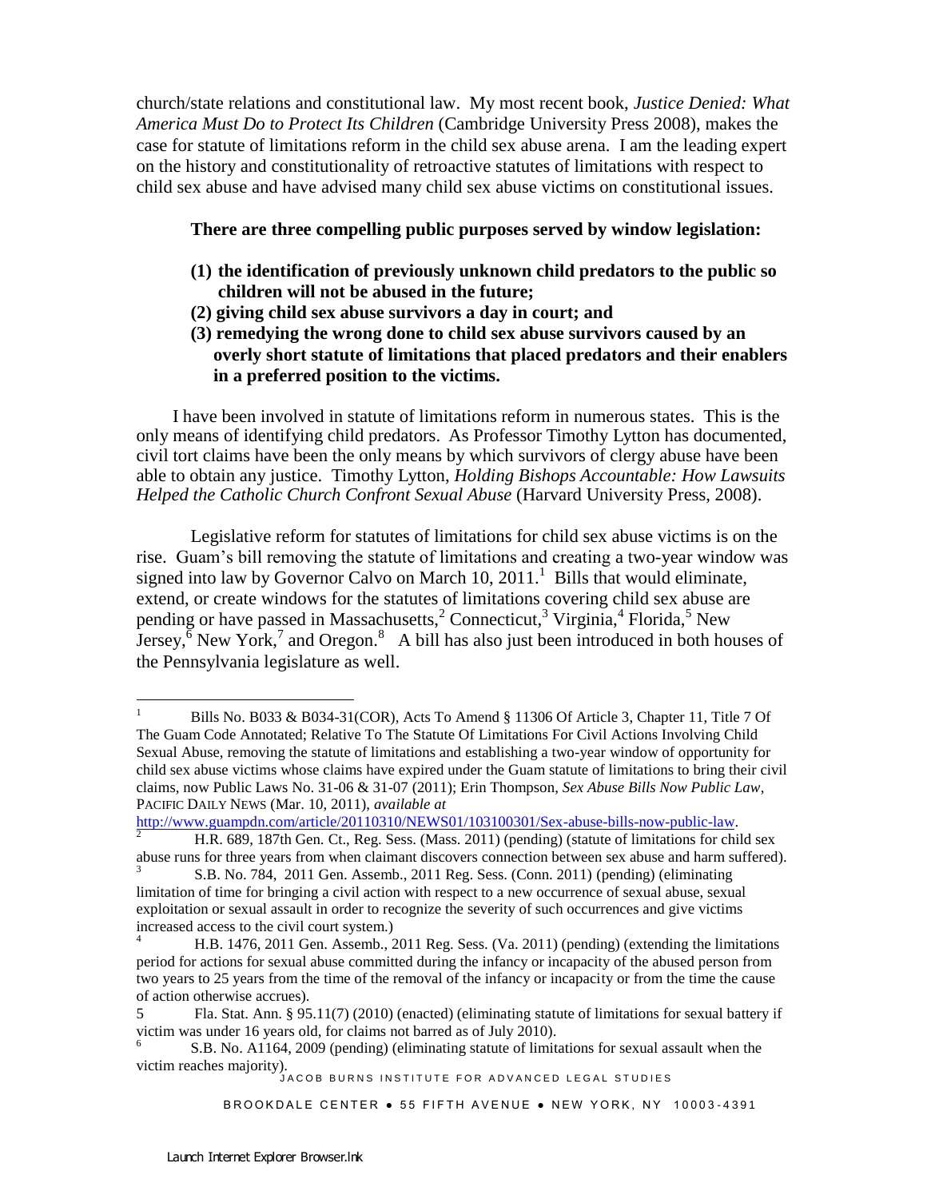church/state relations and constitutional law. My most recent book, *Justice Denied: What America Must Do to Protect Its Children* (Cambridge University Press 2008), makes the case for statute of limitations reform in the child sex abuse arena. I am the leading expert on the history and constitutionality of retroactive statutes of limitations with respect to child sex abuse and have advised many child sex abuse victims on constitutional issues.

**There are three compelling public purposes served by window legislation:**

1. **the identification of previously unknown child predators to the public so children will not be abused in the future;**
2. **giving child sex abuse survivors a day in court; and**
3. **remedying the wrong done to child sex abuse survivors caused by an overly short statute of limitations that placed predators and their enablers in a preferred position to the victims.**

I have been involved in statute of limitations reform in numerous states. This is the only means of identifying child predators. As Professor Timothy Lytton has documented, civil tort claims have been the only means by which survivors of clergy abuse have been able to obtain any justice. Timothy Lytton, *Holding Bishops Accountable: How Lawsuits Helped the Catholic Church Confront Sexual Abuse* (Harvard University Press, 2008).

Legislative reform for statutes of limitations for child sex abuse victims is on the rise. Guam's bill removing the statute of limitations and creating a two-year window was signed into law by Governor Calvo on March 10, 2011.[1] Bills that would eliminate, extend, or create windows for the statutes of limitations covering child sex abuse are pending or have passed in Massachusetts,[2] Connecticut,[3] Virginia,[4] Florida,[5] New Jersey,[6] New York,[7] and Oregon.[8] A bill has also just been introduced in both houses of the Pennsylvania legislature as well.

---

[1] Bills No. B033 & B034-31(COR), Acts To Amend § 11306 Of Article 3, Chapter 11, Title 7 Of The Guam Code Annotated; Relative To The Statute Of Limitations For Civil Actions Involving Child Sexual Abuse, removing the statute of limitations and establishing a two-year window of opportunity for child sex abuse victims whose claims have expired under the Guam statute of limitations to bring their civil claims, now Public Laws No. 31-06 & 31-07 (2011); Erin Thompson, *Sex Abuse Bills Now Public Law*, PACIFIC DAILY NEWS (Mar. 10, 2011), *available at* http://www.guampdn.com/article/20110310/NEWS01/103100301/Sex-abuse-bills-now-public-law.

[2] H.R. 689, 187th Gen. Ct., Reg. Sess. (Mass. 2011) (pending) (statute of limitations for child sex abuse runs for three years from when claimant discovers connection between sex abuse and harm suffered).

[3] S.B. No. 784, 2011 Gen. Assemb., 2011 Reg. Sess. (Conn. 2011) (pending) (eliminating limitation of time for bringing a civil action with respect to a new occurrence of sexual abuse, sexual exploitation or sexual assault in order to recognize the severity of such occurrences and give victims increased access to the civil court system.)

[4] H.B. 1476, 2011 Gen. Assemb., 2011 Reg. Sess. (Va. 2011) (pending) (extending the limitations period for actions for sexual abuse committed during the infancy or incapacity of the abused person from two years to 25 years from the time of the removal of the infancy or incapacity or from the time the cause of action otherwise accrues).

[5] Fla. Stat. Ann. § 95.11(7) (2010) (enacted) (eliminating statute of limitations for sexual battery if victim was under 16 years old, for claims not barred as of July 2010).

[6] S.B. No. A1164, 2009 (pending) (eliminating statute of limitations for sexual assault when the victim reaches majority).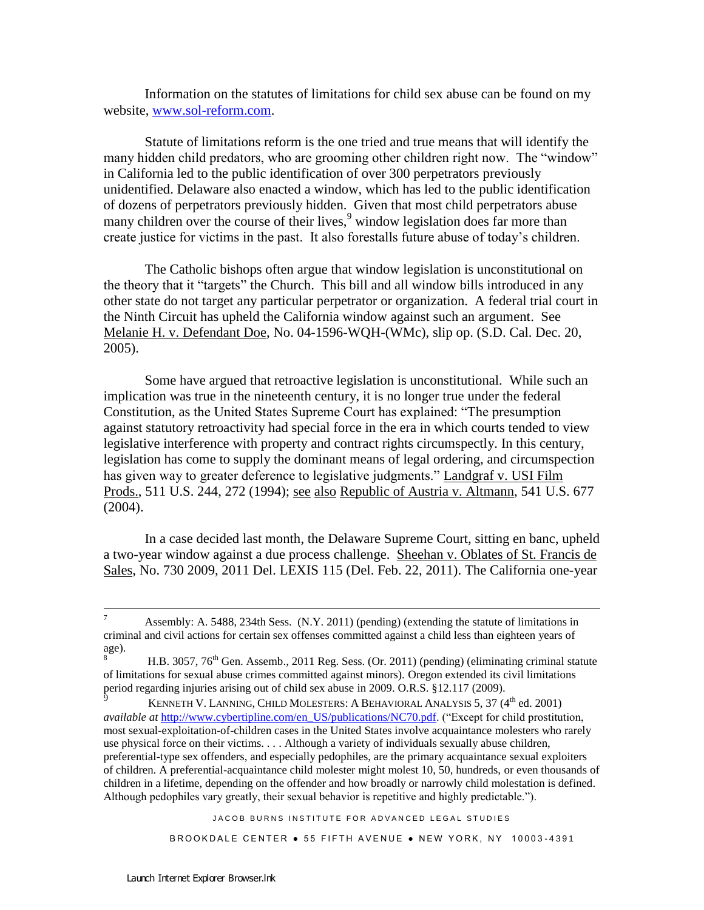Information on the statutes of limitations for child sex abuse can be found on my website, [www.sol-reform.com](http://www.sol-reform.com).

Statute of limitations reform is the one tried and true means that will identify the many hidden child predators, who are grooming other children right now. The "window" in California led to the public identification of over 300 perpetrators previously unidentified. Delaware also enacted a window, which has led to the public identification of dozens of perpetrators previously hidden. Given that most child perpetrators abuse many children over the course of their lives,[9] window legislation does far more than create justice for victims in the past. It also forestalls future abuse of today's children.

The Catholic bishops often argue that window legislation is unconstitutional on the theory that it "targets" the Church. This bill and all window bills introduced in any other state do not target any particular perpetrator or organization. A federal trial court in the Ninth Circuit has upheld the California window against such an argument. See Melanie H. v. Defendant Doe, No. 04-1596-WQH-(WMc), slip op. (S.D. Cal. Dec. 20, 2005).

Some have argued that retroactive legislation is unconstitutional. While such an implication was true in the nineteenth century, it is no longer true under the federal Constitution, as the United States Supreme Court has explained: "The presumption against statutory retroactivity had special force in the era in which courts tended to view legislative interference with property and contract rights circumspectly. In this century, legislation has come to supply the dominant means of legal ordering, and circumspection has given way to greater deference to legislative judgments." Landgraf v. USI Film Prods., 511 U.S. 244, 272 (1994); see also Republic of Austria v. Altmann, 541 U.S. 677 (2004).

In a case decided last month, the Delaware Supreme Court, sitting en banc, upheld a two-year window against a due process challenge. Sheehan v. Oblates of St. Francis de Sales, No. 730 2009, 2011 Del. LEXIS 115 (Del. Feb. 22, 2011). The California one-year

---

[7] Assembly: A. 5488, 234th Sess. (N.Y. 2011) (pending) (extending the statute of limitations in criminal and civil actions for certain sex offenses committed against a child less than eighteen years of age).

[8] H.B. 3057, 76th Gen. Assemb., 2011 Reg. Sess. (Or. 2011) (pending) (eliminating criminal statute of limitations for sexual abuse crimes committed against minors). Oregon extended its civil limitations period regarding injuries arising out of child sex abuse in 2009. O.R.S. §12.117 (2009).

[9] KENNETH V. LANNING, CHILD MOLESTERS: A BEHAVIORAL ANALYSIS 5, 37 (4th ed. 2001) *available at* [http://www.cybertipline.com/en_US/publications/NC70.pdf](http://www.cybertipline.com/en_US/publications/NC70.pdf). ("Except for child prostitution, most sexual-exploitation-of-children cases in the United States involve acquaintance molesters who rarely use physical force on their victims. . . . Although a variety of individuals sexually abuse children, preferential-type sex offenders, and especially pedophiles, are the primary acquaintance sexual exploiters of children. A preferential-acquaintance child molester might molest 10, 50, hundreds, or even thousands of children in a lifetime, depending on the offender and how broadly or narrowly child molestation is defined. Although pedophiles vary greatly, their sexual behavior is repetitive and highly predictable.").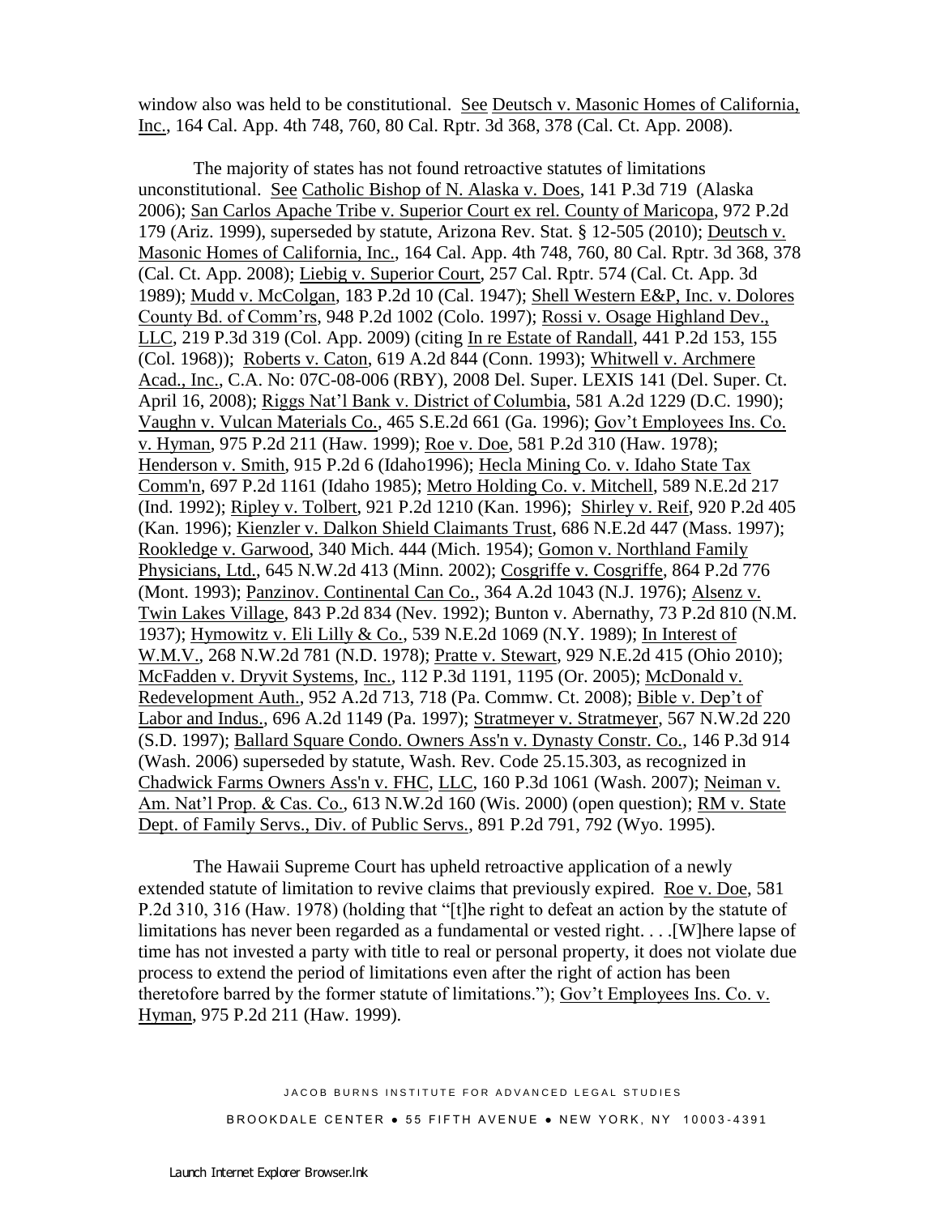window also was held to be constitutional. See Deutsch v. Masonic Homes of California, Inc., 164 Cal. App. 4th 748, 760, 80 Cal. Rptr. 3d 368, 378 (Cal. Ct. App. 2008).

The majority of states has not found retroactive statutes of limitations unconstitutional. See Catholic Bishop of N. Alaska v. Does, 141 P.3d 719 (Alaska 2006); San Carlos Apache Tribe v. Superior Court ex rel. County of Maricopa, 972 P.2d 179 (Ariz. 1999), superseded by statute, Arizona Rev. Stat. § 12-505 (2010); Deutsch v. Masonic Homes of California, Inc., 164 Cal. App. 4th 748, 760, 80 Cal. Rptr. 3d 368, 378 (Cal. Ct. App. 2008); Liebig v. Superior Court, 257 Cal. Rptr. 574 (Cal. Ct. App. 3d 1989); Mudd v. McColgan, 183 P.2d 10 (Cal. 1947); Shell Western E&P, Inc. v. Dolores County Bd. of Comm'rs, 948 P.2d 1002 (Colo. 1997); Rossi v. Osage Highland Dev., LLC, 219 P.3d 319 (Col. App. 2009) (citing In re Estate of Randall, 441 P.2d 153, 155 (Col. 1968)); Roberts v. Caton, 619 A.2d 844 (Conn. 1993); Whitwell v. Archmere Acad., Inc., C.A. No: 07C-08-006 (RBY), 2008 Del. Super. LEXIS 141 (Del. Super. Ct. April 16, 2008); Riggs Nat'l Bank v. District of Columbia, 581 A.2d 1229 (D.C. 1990); Vaughn v. Vulcan Materials Co., 465 S.E.2d 661 (Ga. 1996); Gov't Employees Ins. Co. v. Hyman, 975 P.2d 211 (Haw. 1999); Roe v. Doe, 581 P.2d 310 (Haw. 1978); Henderson v. Smith, 915 P.2d 6 (Idaho1996); Hecla Mining Co. v. Idaho State Tax Comm'n, 697 P.2d 1161 (Idaho 1985); Metro Holding Co. v. Mitchell, 589 N.E.2d 217 (Ind. 1992); Ripley v. Tolbert, 921 P.2d 1210 (Kan. 1996); Shirley v. Reif, 920 P.2d 405 (Kan. 1996); Kienzler v. Dalkon Shield Claimants Trust, 686 N.E.2d 447 (Mass. 1997); Rookledge v. Garwood, 340 Mich. 444 (Mich. 1954); Gomon v. Northland Family Physicians, Ltd., 645 N.W.2d 413 (Minn. 2002); Cosgriffe v. Cosgriffe, 864 P.2d 776 (Mont. 1993); Panzinov. Continental Can Co., 364 A.2d 1043 (N.J. 1976); Alsenz v. Twin Lakes Village, 843 P.2d 834 (Nev. 1992); Bunton v. Abernathy, 73 P.2d 810 (N.M. 1937); Hymowitz v. Eli Lilly & Co., 539 N.E.2d 1069 (N.Y. 1989); In Interest of W.M.V., 268 N.W.2d 781 (N.D. 1978); Pratte v. Stewart, 929 N.E.2d 415 (Ohio 2010); McFadden v. Dryvit Systems, Inc., 112 P.3d 1191, 1195 (Or. 2005); McDonald v. Redevelopment Auth., 952 A.2d 713, 718 (Pa. Commw. Ct. 2008); Bible v. Dep't of Labor and Indus., 696 A.2d 1149 (Pa. 1997); Stratmeyer v. Stratmeyer, 567 N.W.2d 220 (S.D. 1997); Ballard Square Condo. Owners Ass'n v. Dynasty Constr. Co., 146 P.3d 914 (Wash. 2006) superseded by statute, Wash. Rev. Code 25.15.303, as recognized in Chadwick Farms Owners Ass'n v. FHC, LLC, 160 P.3d 1061 (Wash. 2007); Neiman v. Am. Nat'l Prop. & Cas. Co., 613 N.W.2d 160 (Wis. 2000) (open question); RM v. State Dept. of Family Servs., Div. of Public Servs., 891 P.2d 791, 792 (Wyo. 1995).

The Hawaii Supreme Court has upheld retroactive application of a newly extended statute of limitation to revive claims that previously expired. Roe v. Doe, 581 P.2d 310, 316 (Haw. 1978) (holding that "[t]he right to defeat an action by the statute of limitations has never been regarded as a fundamental or vested right. . . .[W]here lapse of time has not invested a party with title to real or personal property, it does not violate due process to extend the period of limitations even after the right of action has been theretofore barred by the former statute of limitations."); Gov't Employees Ins. Co. v. Hyman, 975 P.2d 211 (Haw. 1999).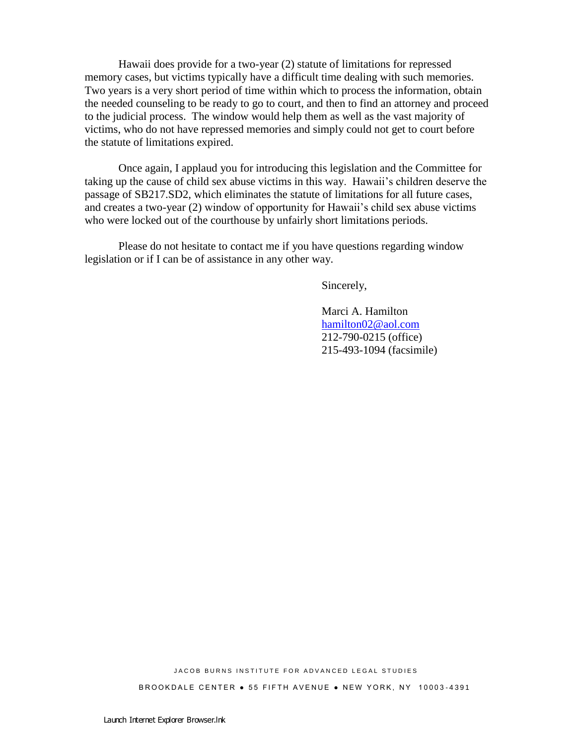Hawaii does provide for a two-year (2) statute of limitations for repressed memory cases, but victims typically have a difficult time dealing with such memories. Two years is a very short period of time within which to process the information, obtain the needed counseling to be ready to go to court, and then to find an attorney and proceed to the judicial process. The window would help them as well as the vast majority of victims, who do not have repressed memories and simply could not get to court before the statute of limitations expired.

Once again, I applaud you for introducing this legislation and the Committee for taking up the cause of child sex abuse victims in this way. Hawaii's children deserve the passage of SB217.SD2, which eliminates the statute of limitations for all future cases, and creates a two-year (2) window of opportunity for Hawaii's child sex abuse victims who were locked out of the courthouse by unfairly short limitations periods.

Please do not hesitate to contact me if you have questions regarding window legislation or if I can be of assistance in any other way.

Sincerely,

Marci A. Hamilton
hamilton02@aol.com
212-790-0215 (office)
215-493-1094 (facsimile)

JACOB BURNS INSTITUTE FOR ADVANCED LEGAL STUDIES

BROOKDALE CENTER ● 55 FIFTH AVENUE ● NEW YORK, NY 10003-4391

Launch Internet Explorer Browser.lnk